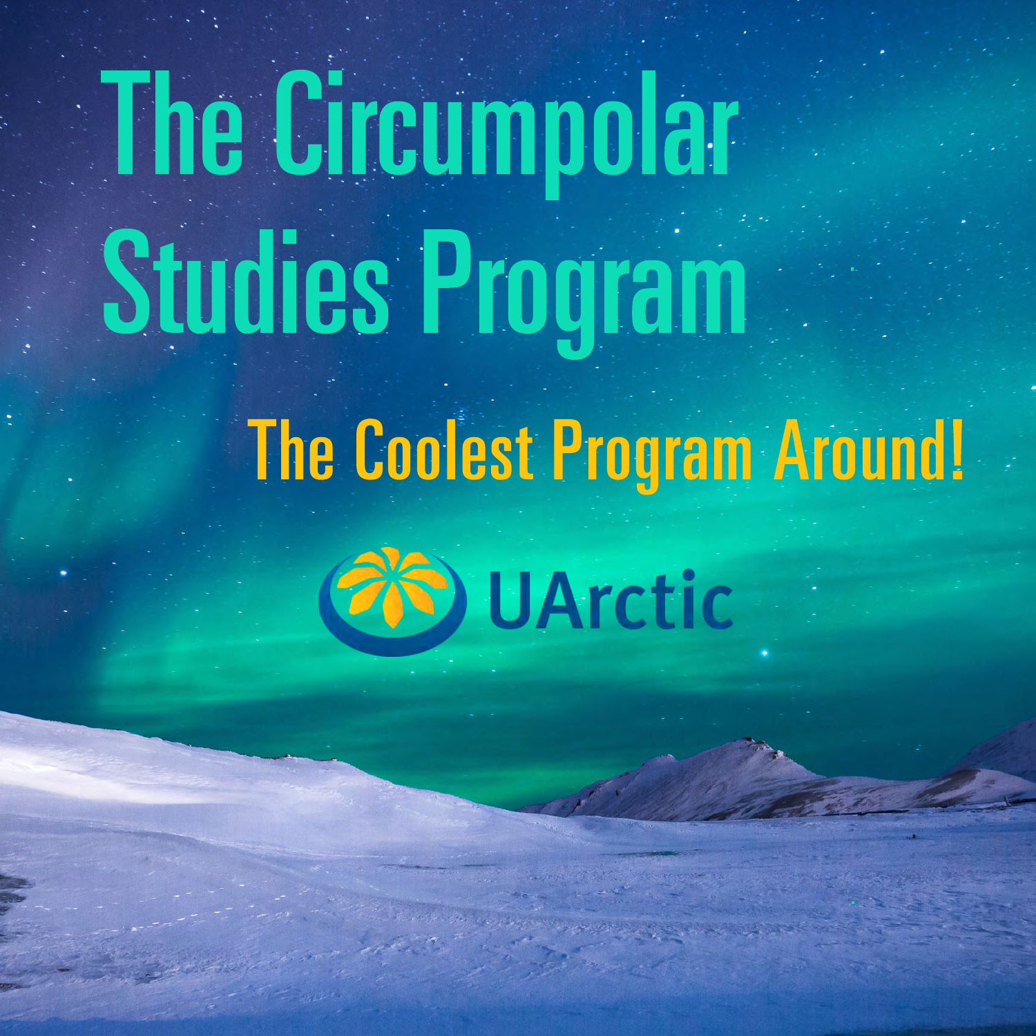# The Circumpolar Studies Program

## The Coolest Program Around!

UArctic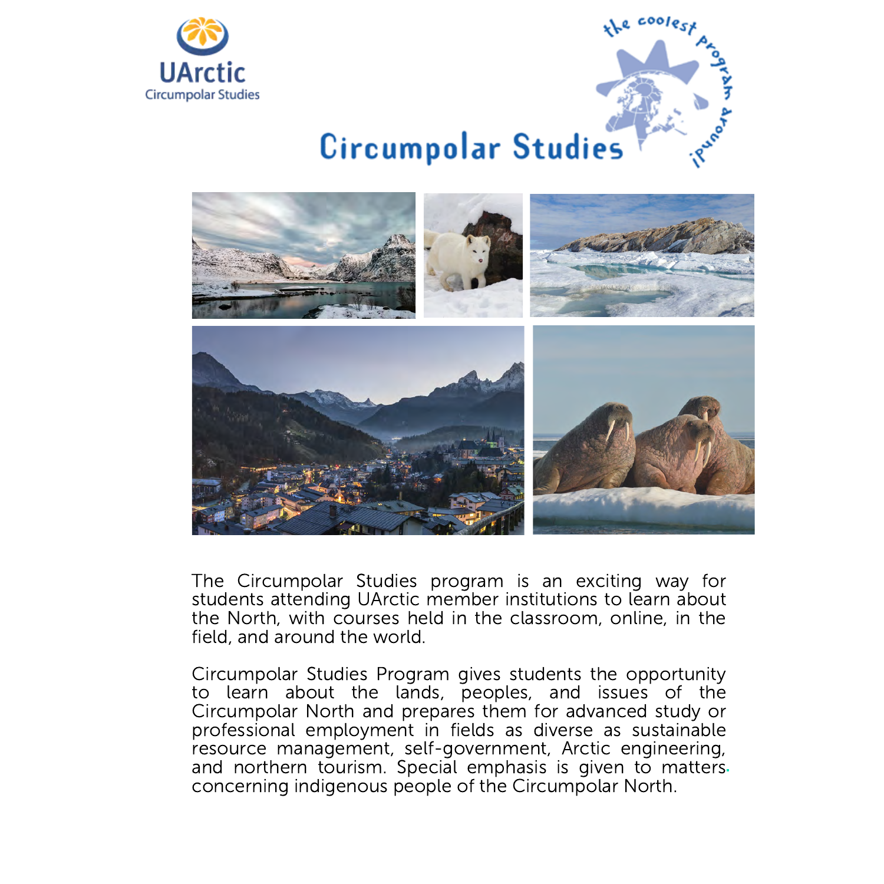UArctic
Circumpolar Studies

# Circumpolar Studies

the coolest program around!

The Circumpolar Studies program is an exciting way for students attending UArctic member institutions to learn about the North, with courses held in the classroom, online, in the field, and around the world.

Circumpolar Studies Program gives students the opportunity to learn about the lands, peoples, and issues of the Circumpolar North and prepares them for advanced study or professional employment in fields as diverse as sustainable resource management, self-government, Arctic engineering, and northern tourism. Special emphasis is given to matters concerning indigenous people of the Circumpolar North.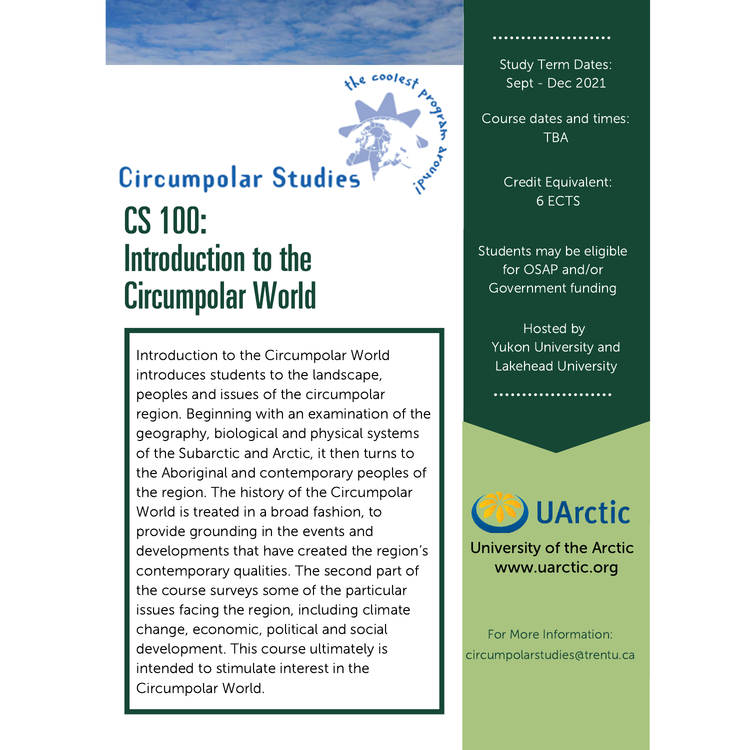Circumpolar Studies

the coolest program around!

# CS 100: Introduction to the Circumpolar World

Introduction to the Circumpolar World introduces students to the landscape, peoples and issues of the circumpolar region. Beginning with an examination of the geography, biological and physical systems of the Subarctic and Arctic, it then turns to the Aboriginal and contemporary peoples of the region. The history of the Circumpolar World is treated in a broad fashion, to provide grounding in the events and developments that have created the region's contemporary qualities. The second part of the course surveys some of the particular issues facing the region, including climate change, economic, political and social development. This course ultimately is intended to stimulate interest in the Circumpolar World.

Study Term Dates:
Sept - Dec 2021

Course dates and times:
TBA

Credit Equivalent:
6 ECTS

Students may be eligible for OSAP and/or Government funding

Hosted by
Yukon University and Lakehead University

UArctic
University of the Arctic
www.uarctic.org

For More Information:
circumpolarstudies@trentu.ca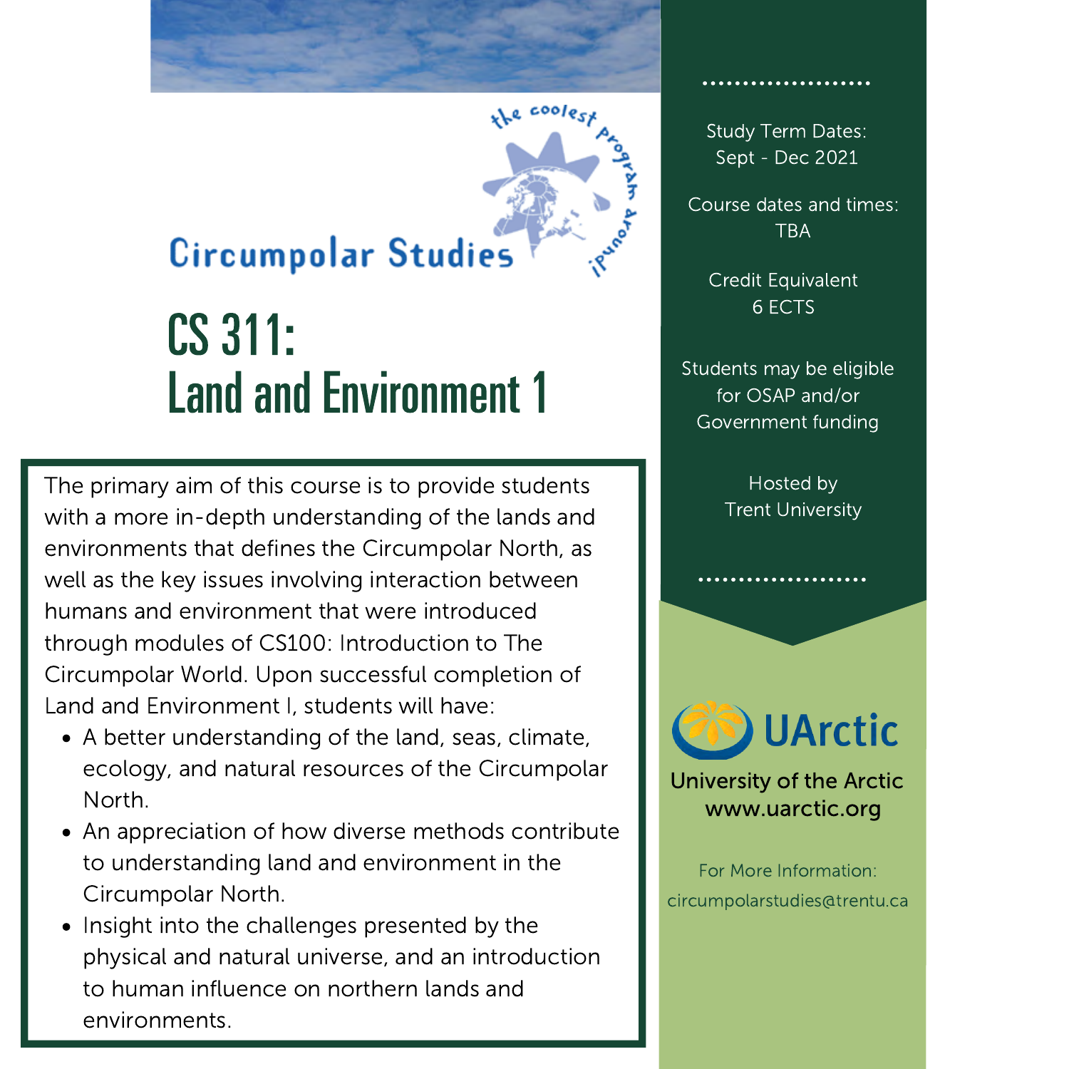Circumpolar Studies

the coolest program around!

# CS 311: Land and Environment 1

The primary aim of this course is to provide students with a more in-depth understanding of the lands and environments that defines the Circumpolar North, as well as the key issues involving interaction between humans and environment that were introduced through modules of CS100: Introduction to The Circumpolar World. Upon successful completion of Land and Environment I, students will have:

- A better understanding of the land, seas, climate, ecology, and natural resources of the Circumpolar North.
- An appreciation of how diverse methods contribute to understanding land and environment in the Circumpolar North.
- Insight into the challenges presented by the physical and natural universe, and an introduction to human influence on northern lands and environments.

Study Term Dates:
Sept - Dec 2021

Course dates and times:
TBA

Credit Equivalent
6 ECTS

Students may be eligible for OSAP and/or Government funding

Hosted by
Trent University

UArctic

University of the Arctic
www.uarctic.org

For More Information:
circumpolarstudies@trentu.ca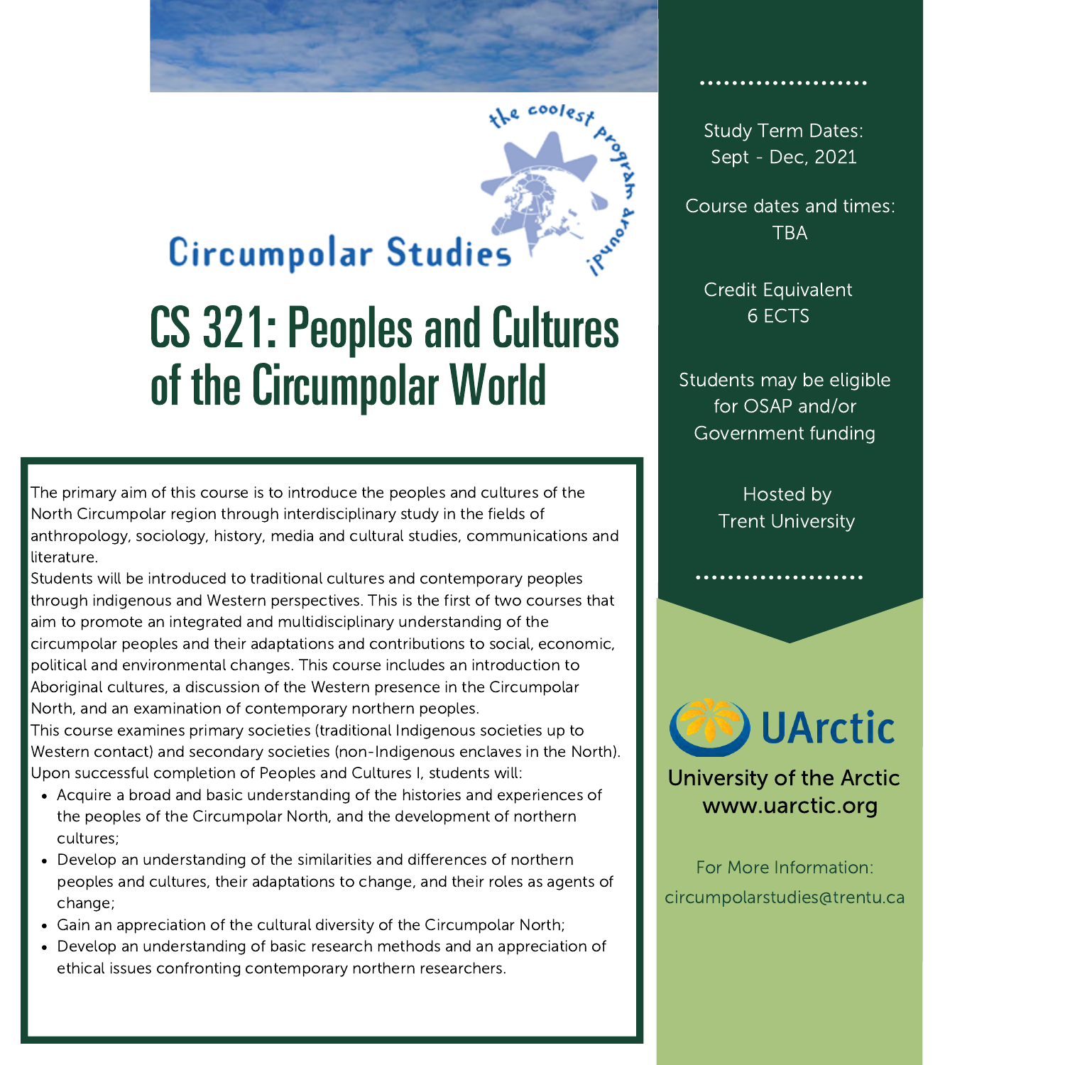Circumpolar Studies

the coolest program around!

# CS 321: Peoples and Cultures of the Circumpolar World

The primary aim of this course is to introduce the peoples and cultures of the North Circumpolar region through interdisciplinary study in the fields of anthropology, sociology, history, media and cultural studies, communications and literature.

Students will be introduced to traditional cultures and contemporary peoples through indigenous and Western perspectives. This is the first of two courses that aim to promote an integrated and multidisciplinary understanding of the circumpolar peoples and their adaptations and contributions to social, economic, political and environmental changes. This course includes an introduction to Aboriginal cultures, a discussion of the Western presence in the Circumpolar North, and an examination of contemporary northern peoples.

This course examines primary societies (traditional Indigenous societies up to Western contact) and secondary societies (non-Indigenous enclaves in the North). Upon successful completion of Peoples and Cultures I, students will:

- Acquire a broad and basic understanding of the histories and experiences of the peoples of the Circumpolar North, and the development of northern cultures;
- Develop an understanding of the similarities and differences of northern peoples and cultures, their adaptations to change, and their roles as agents of change;
- Gain an appreciation of the cultural diversity of the Circumpolar North;
- Develop an understanding of basic research methods and an appreciation of ethical issues confronting contemporary northern researchers.

Study Term Dates:
Sept - Dec, 2021

Course dates and times:
TBA

Credit Equivalent
6 ECTS

Students may be eligible for OSAP and/or Government funding

Hosted by
Trent University

UArctic

University of the Arctic
www.uarctic.org

For More Information:
circumpolarstudies@trentu.ca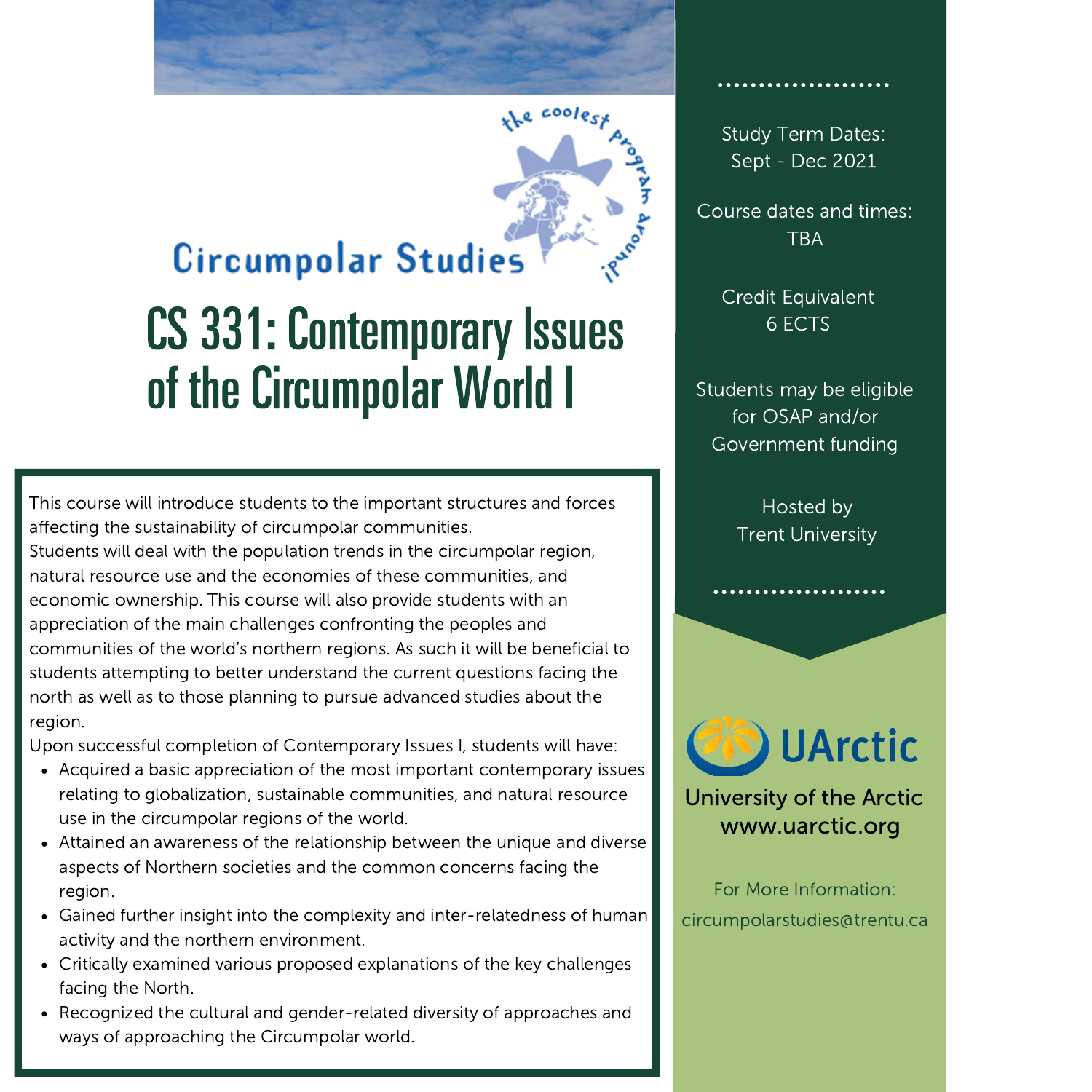Circumpolar Studies

the coolest program around!

# CS 331: Contemporary Issues of the Circumpolar World I

This course will introduce students to the important structures and forces affecting the sustainability of circumpolar communities.
Students will deal with the population trends in the circumpolar region, natural resource use and the economies of these communities, and economic ownership. This course will also provide students with an appreciation of the main challenges confronting the peoples and communities of the world's northern regions. As such it will be beneficial to students attempting to better understand the current questions facing the north as well as to those planning to pursue advanced studies about the region.
Upon successful completion of Contemporary Issues I, students will have:

- Acquired a basic appreciation of the most important contemporary issues relating to globalization, sustainable communities, and natural resource use in the circumpolar regions of the world.
- Attained an awareness of the relationship between the unique and diverse aspects of Northern societies and the common concerns facing the region.
- Gained further insight into the complexity and inter-relatedness of human activity and the northern environment.
- Critically examined various proposed explanations of the key challenges facing the North.
- Recognized the cultural and gender-related diversity of approaches and ways of approaching the Circumpolar world.

Study Term Dates:
Sept - Dec 2021

Course dates and times:
TBA

Credit Equivalent
6 ECTS

Students may be eligible for OSAP and/or Government funding

Hosted by
Trent University

UArctic

University of the Arctic
www.uarctic.org

For More Information:
circumpolarstudies@trentu.ca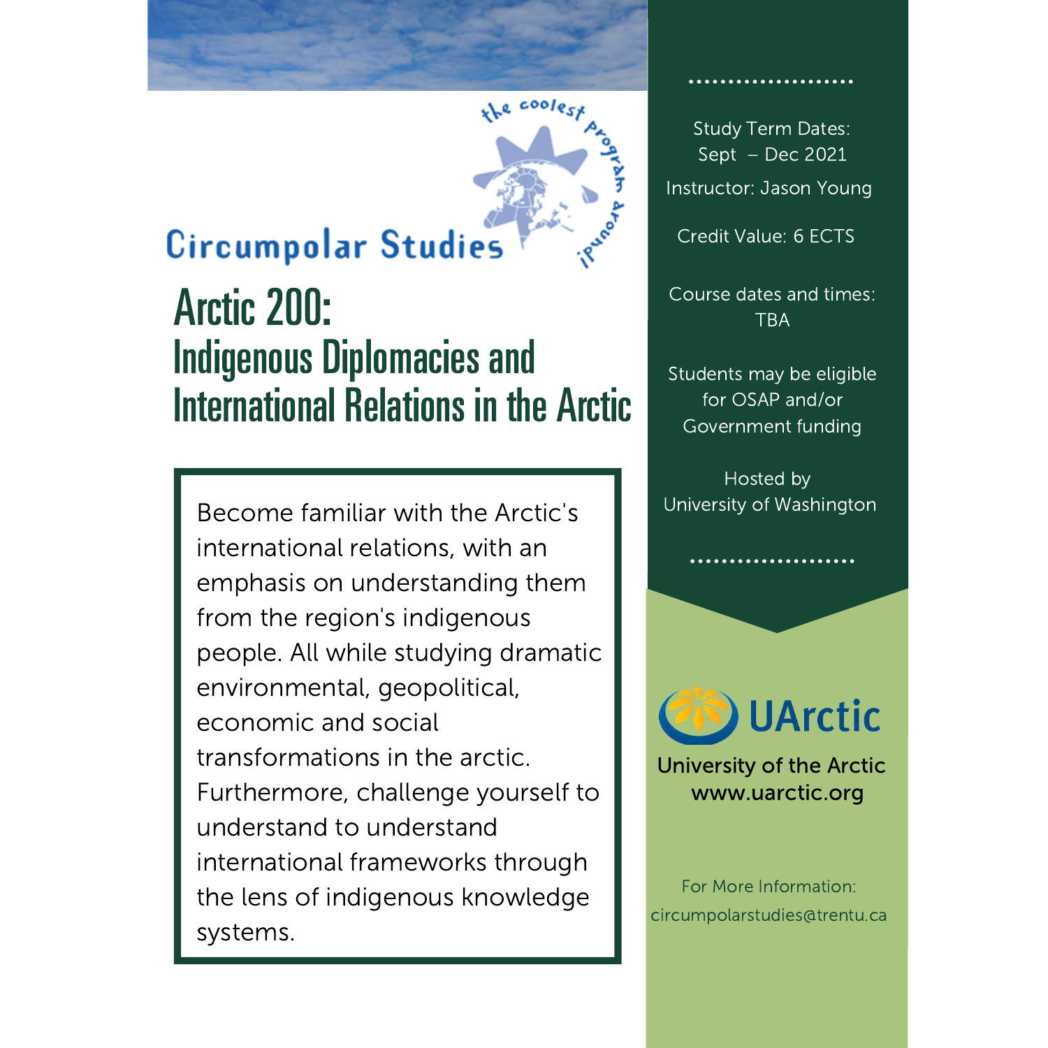Circumpolar Studies

the coolest program around!

# Arctic 200:

## Indigenous Diplomacies and International Relations in the Arctic

Become familiar with the Arctic's international relations, with an emphasis on understanding them from the region's indigenous people. All while studying dramatic environmental, geopolitical, economic and social transformations in the arctic. Furthermore, challenge yourself to understand to understand international frameworks through the lens of indigenous knowledge systems.

Study Term Dates: Sept – Dec 2021

Instructor: Jason Young

Credit Value: 6 ECTS

Course dates and times: TBA

Students may be eligible for OSAP and/or Government funding

Hosted by University of Washington

UArctic

University of the Arctic
www.uarctic.org

For More Information:
circumpolarstudies@trentu.ca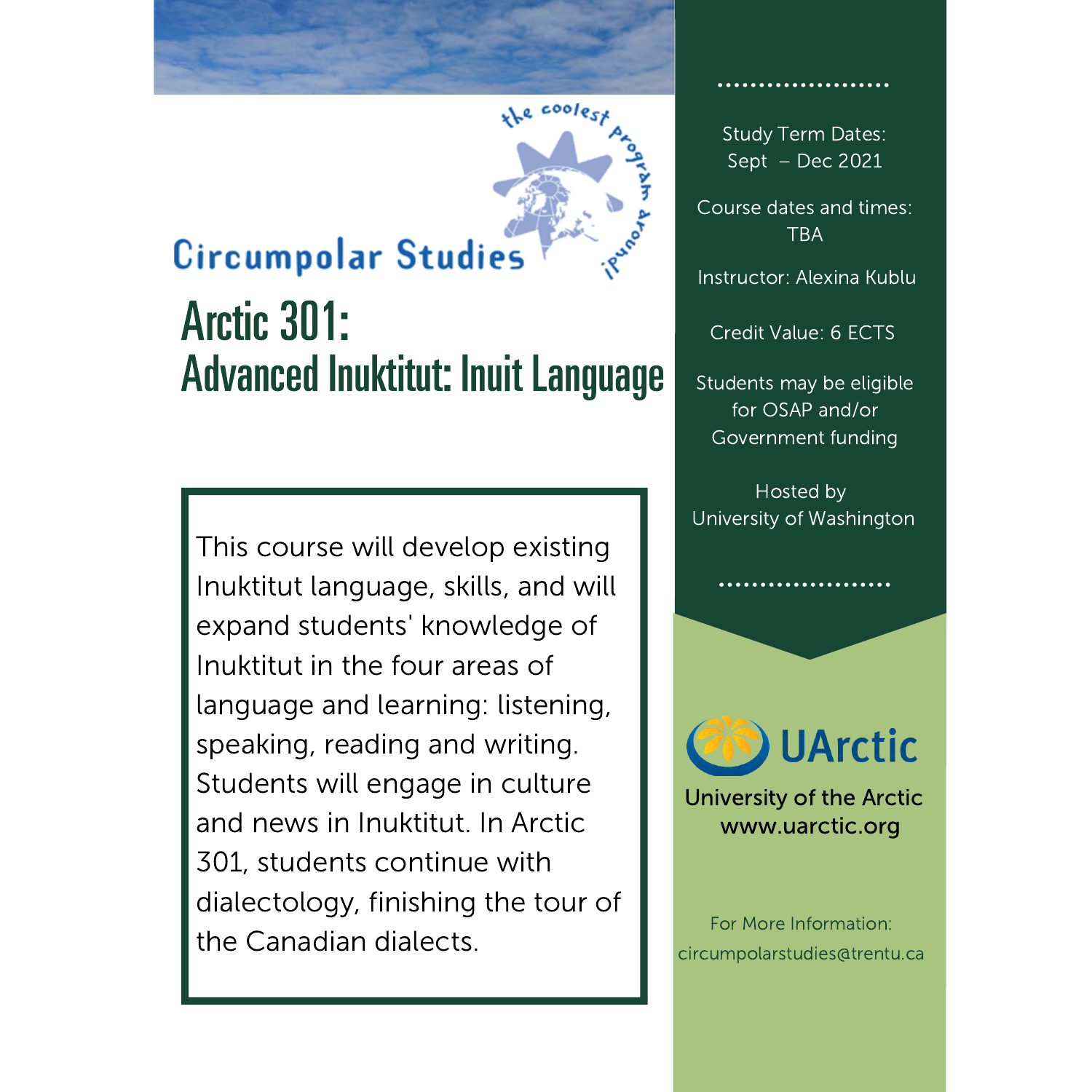Circumpolar Studies

the coolest program around!

# Arctic 301:
## Advanced Inuktitut: Inuit Language

This course will develop existing Inuktitut language, skills, and will expand students' knowledge of Inuktitut in the four areas of language and learning: listening, speaking, reading and writing. Students will engage in culture and news in Inuktitut. In Arctic 301, students continue with dialectology, finishing the tour of the Canadian dialects.

Study Term Dates:
Sept – Dec 2021

Course dates and times:
TBA

Instructor: Alexina Kublu

Credit Value: 6 ECTS

Students may be eligible for OSAP and/or Government funding

Hosted by
University of Washington

UArctic
University of the Arctic
www.uarctic.org

For More Information:
circumpolarstudies@trentu.ca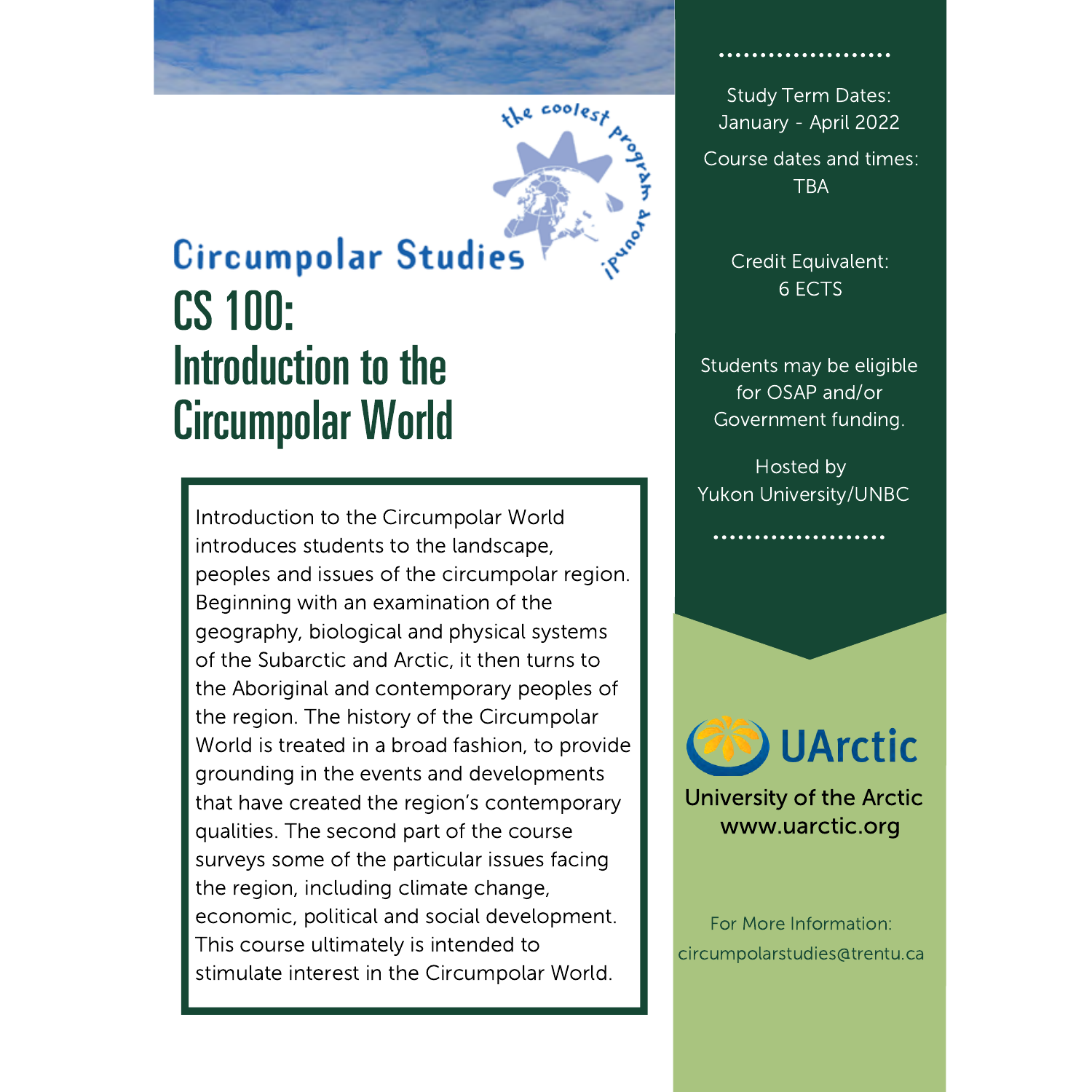the coolest program around!

Circumpolar Studies

# CS 100: Introduction to the Circumpolar World

Introduction to the Circumpolar World introduces students to the landscape, peoples and issues of the circumpolar region. Beginning with an examination of the geography, biological and physical systems of the Subarctic and Arctic, it then turns to the Aboriginal and contemporary peoples of the region. The history of the Circumpolar World is treated in a broad fashion, to provide grounding in the events and developments that have created the region's contemporary qualities. The second part of the course surveys some of the particular issues facing the region, including climate change, economic, political and social development. This course ultimately is intended to stimulate interest in the Circumpolar World.

Study Term Dates:
January - April 2022

Course dates and times:
TBA

Credit Equivalent:
6 ECTS

Students may be eligible for OSAP and/or Government funding.

Hosted by
Yukon University/UNBC

UArctic

University of the Arctic
www.uarctic.org

For More Information:
circumpolarstudies@trentu.ca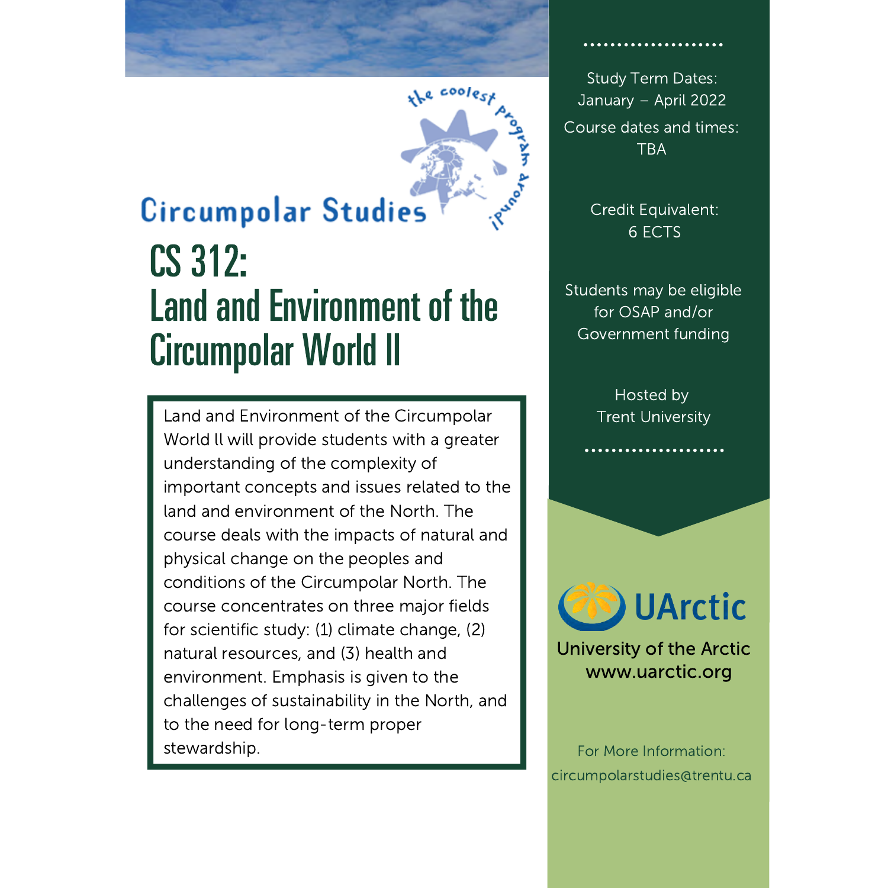Circumpolar Studies

the coolest program around!

# CS 312: Land and Environment of the Circumpolar World II

Land and Environment of the Circumpolar World ll will provide students with a greater understanding of the complexity of important concepts and issues related to the land and environment of the North. The course deals with the impacts of natural and physical change on the peoples and conditions of the Circumpolar North. The course concentrates on three major fields for scientific study: (1) climate change, (2) natural resources, and (3) health and environment. Emphasis is given to the challenges of sustainability in the North, and to the need for long-term proper stewardship.

Study Term Dates: January – April 2022

Course dates and times: TBA

Credit Equivalent: 6 ECTS

Students may be eligible for OSAP and/or Government funding

Hosted by Trent University

UArctic

University of the Arctic
www.uarctic.org

For More Information:
circumpolarstudies@trentu.ca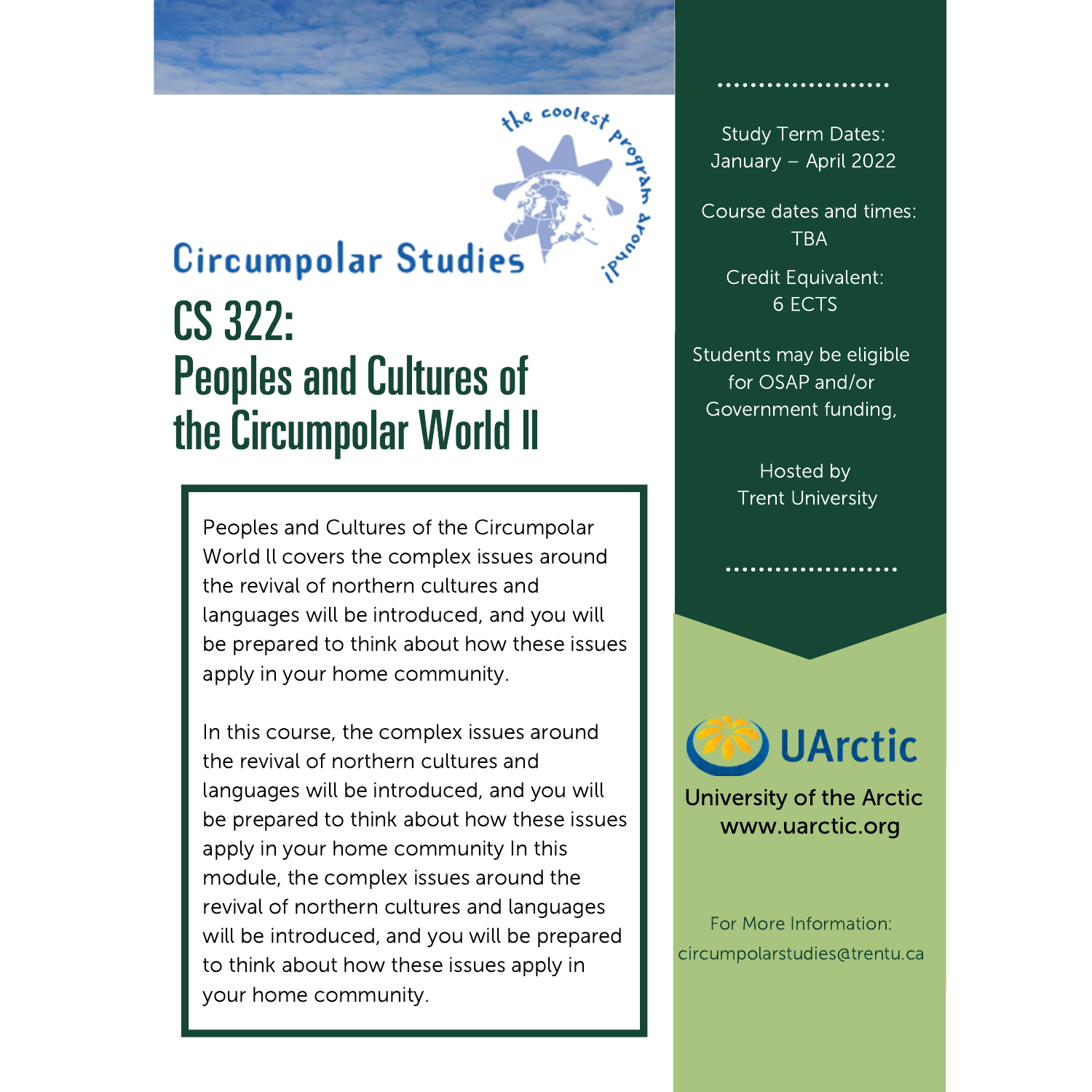the coolest program around!

# Circumpolar Studies

# CS 322: Peoples and Cultures of the Circumpolar World II

Peoples and Cultures of the Circumpolar World ll covers the complex issues around the revival of northern cultures and languages will be introduced, and you will be prepared to think about how these issues apply in your home community.

In this course, the complex issues around the revival of northern cultures and languages will be introduced, and you will be prepared to think about how these issues apply in your home community In this module, the complex issues around the revival of northern cultures and languages will be introduced, and you will be prepared to think about how these issues apply in your home community.

Study Term Dates:
January – April 2022

Course dates and times:
TBA

Credit Equivalent:
6 ECTS

Students may be eligible for OSAP and/or Government funding,

Hosted by
Trent University

UArctic

University of the Arctic
www.uarctic.org

For More Information:
circumpolarstudies@trentu.ca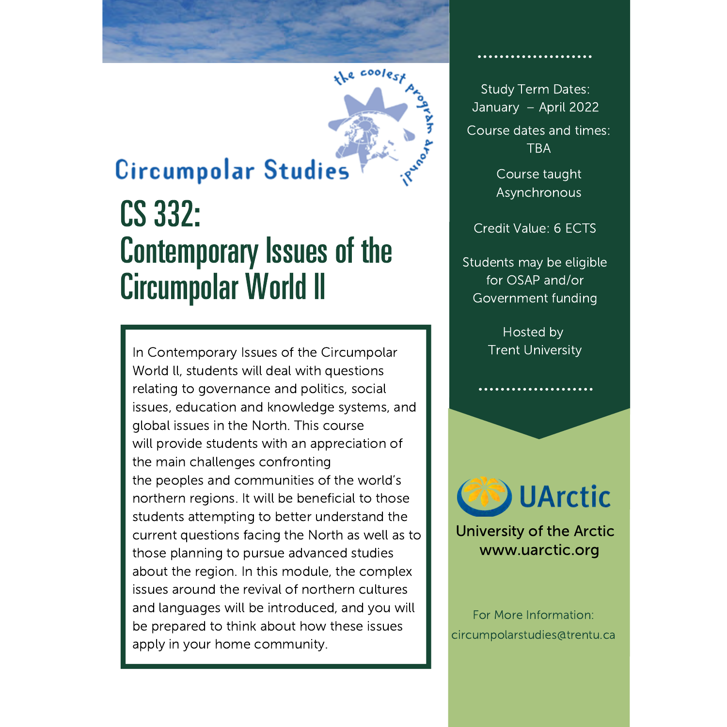Circumpolar Studies

the coolest program around!

# CS 332: Contemporary Issues of the Circumpolar World II

In Contemporary Issues of the Circumpolar World ll, students will deal with questions relating to governance and politics, social issues, education and knowledge systems, and global issues in the North. This course will provide students with an appreciation of the main challenges confronting the peoples and communities of the world's northern regions. It will be beneficial to those students attempting to better understand the current questions facing the North as well as to those planning to pursue advanced studies about the region. In this module, the complex issues around the revival of northern cultures and languages will be introduced, and you will be prepared to think about how these issues apply in your home community.

Study Term Dates: January – April 2022

Course dates and times: TBA

Course taught Asynchronous

Credit Value: 6 ECTS

Students may be eligible for OSAP and/or Government funding

Hosted by Trent University

UArctic

University of the Arctic
www.uarctic.org

For More Information:
circumpolarstudies@trentu.ca